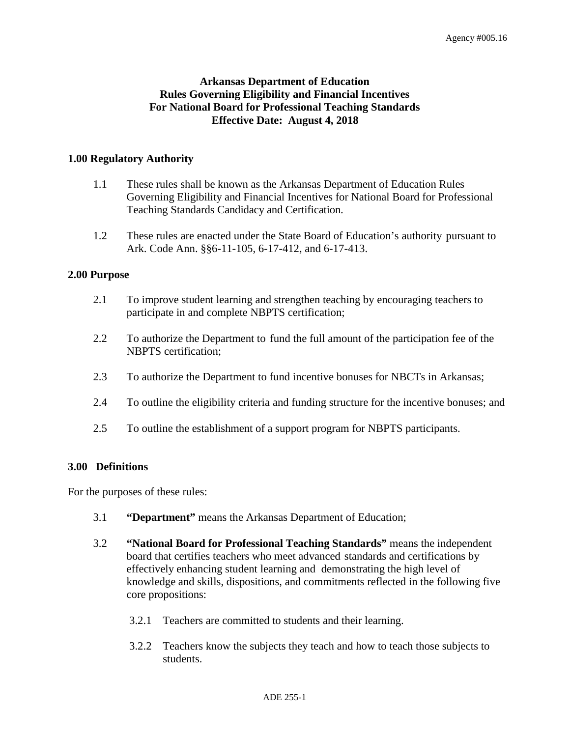Agency #005.16

# Arkansas Department of Education
# Rules Governing Eligibility and Financial Incentives
# For National Board for Professional Teaching Standards
# Effective Date: August 4, 2018

## 1.00 Regulatory Authority

1.1 These rules shall be known as the Arkansas Department of Education Rules Governing Eligibility and Financial Incentives for National Board for Professional Teaching Standards Candidacy and Certification.

1.2 These rules are enacted under the State Board of Education's authority pursuant to Ark. Code Ann. §§6-11-105, 6-17-412, and 6-17-413.

## 2.00 Purpose

2.1 To improve student learning and strengthen teaching by encouraging teachers to participate in and complete NBPTS certification;

2.2 To authorize the Department to fund the full amount of the participation fee of the NBPTS certification;

2.3 To authorize the Department to fund incentive bonuses for NBCTs in Arkansas;

2.4 To outline the eligibility criteria and funding structure for the incentive bonuses; and

2.5 To outline the establishment of a support program for NBPTS participants.

## 3.00 Definitions

For the purposes of these rules:

3.1 **"Department"** means the Arkansas Department of Education;

3.2 **"National Board for Professional Teaching Standards"** means the independent board that certifies teachers who meet advanced standards and certifications by effectively enhancing student learning and demonstrating the high level of knowledge and skills, dispositions, and commitments reflected in the following five core propositions:

3.2.1 Teachers are committed to students and their learning.

3.2.2 Teachers know the subjects they teach and how to teach those subjects to students.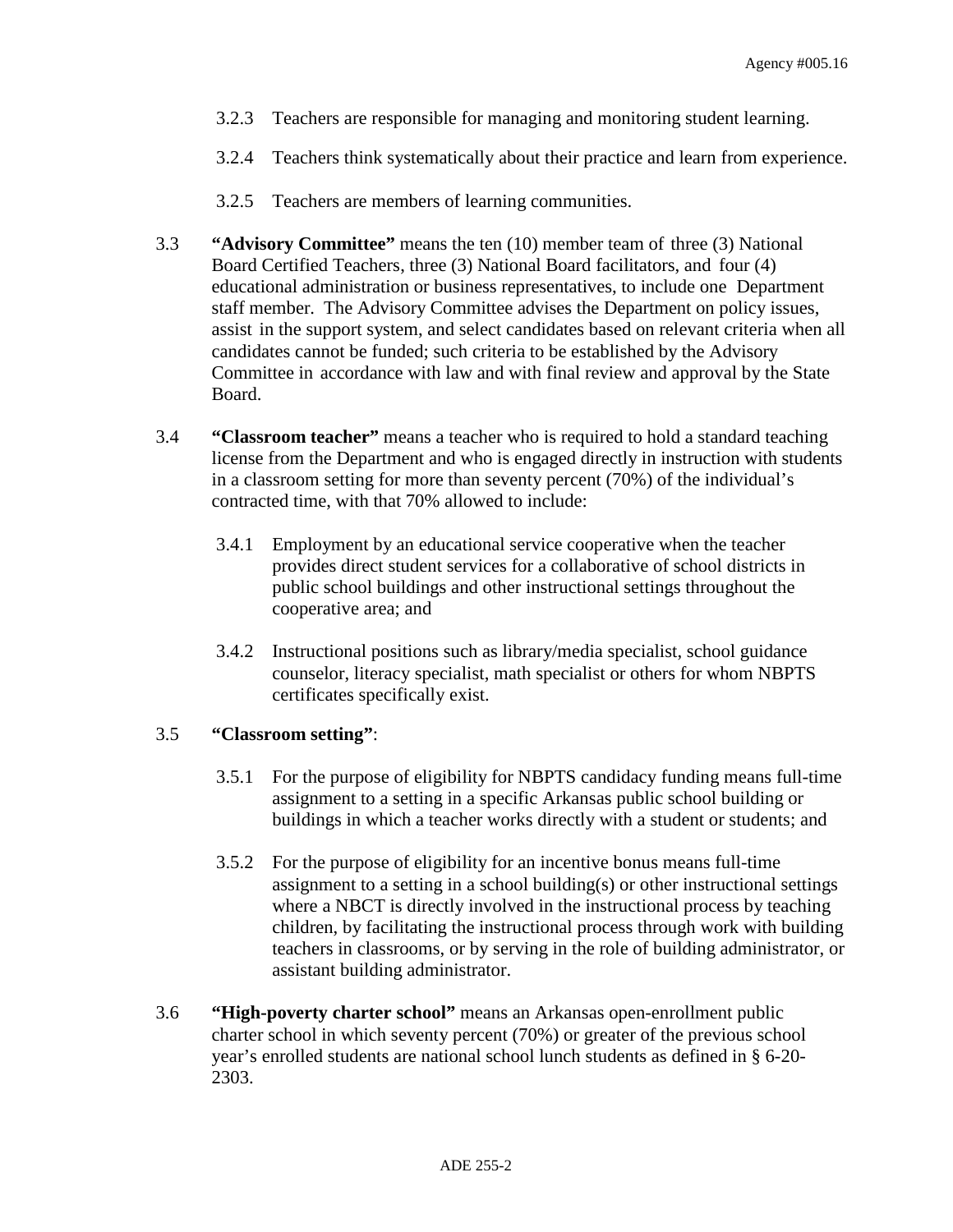3.2.3 Teachers are responsible for managing and monitoring student learning.

3.2.4 Teachers think systematically about their practice and learn from experience.

3.2.5 Teachers are members of learning communities.

3.3 **"Advisory Committee"** means the ten (10) member team of three (3) National Board Certified Teachers, three (3) National Board facilitators, and four (4) educational administration or business representatives, to include one Department staff member. The Advisory Committee advises the Department on policy issues, assist in the support system, and select candidates based on relevant criteria when all candidates cannot be funded; such criteria to be established by the Advisory Committee in accordance with law and with final review and approval by the State Board.

3.4 **"Classroom teacher"** means a teacher who is required to hold a standard teaching license from the Department and who is engaged directly in instruction with students in a classroom setting for more than seventy percent (70%) of the individual's contracted time, with that 70% allowed to include:

3.4.1 Employment by an educational service cooperative when the teacher provides direct student services for a collaborative of school districts in public school buildings and other instructional settings throughout the cooperative area; and

3.4.2 Instructional positions such as library/media specialist, school guidance counselor, literacy specialist, math specialist or others for whom NBPTS certificates specifically exist.

3.5 **"Classroom setting"**:

3.5.1 For the purpose of eligibility for NBPTS candidacy funding means full-time assignment to a setting in a specific Arkansas public school building or buildings in which a teacher works directly with a student or students; and

3.5.2 For the purpose of eligibility for an incentive bonus means full-time assignment to a setting in a school building(s) or other instructional settings where a NBCT is directly involved in the instructional process by teaching children, by facilitating the instructional process through work with building teachers in classrooms, or by serving in the role of building administrator, or assistant building administrator.

3.6 **"High-poverty charter school"** means an Arkansas open-enrollment public charter school in which seventy percent (70%) or greater of the previous school year's enrolled students are national school lunch students as defined in § 6-20-2303.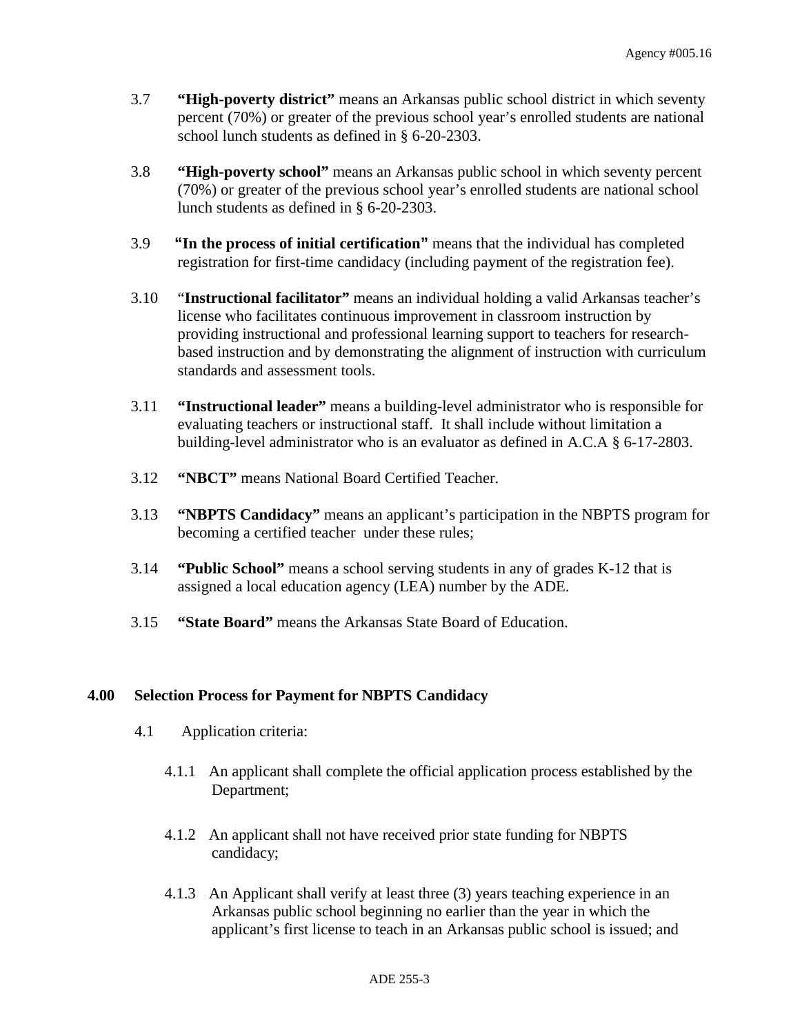3.7 **"High-poverty district"** means an Arkansas public school district in which seventy percent (70%) or greater of the previous school year's enrolled students are national school lunch students as defined in § 6-20-2303.

3.8 **"High-poverty school"** means an Arkansas public school in which seventy percent (70%) or greater of the previous school year's enrolled students are national school lunch students as defined in § 6-20-2303.

3.9 **"In the process of initial certification"** means that the individual has completed registration for first-time candidacy (including payment of the registration fee).

3.10 "**Instructional facilitator"** means an individual holding a valid Arkansas teacher's license who facilitates continuous improvement in classroom instruction by providing instructional and professional learning support to teachers for research-based instruction and by demonstrating the alignment of instruction with curriculum standards and assessment tools.

3.11 **"Instructional leader"** means a building-level administrator who is responsible for evaluating teachers or instructional staff. It shall include without limitation a building-level administrator who is an evaluator as defined in A.C.A § 6-17-2803.

3.12 **"NBCT"** means National Board Certified Teacher.

3.13 **"NBPTS Candidacy"** means an applicant's participation in the NBPTS program for becoming a certified teacher under these rules;

3.14 **"Public School"** means a school serving students in any of grades K-12 that is assigned a local education agency (LEA) number by the ADE.

3.15 **"State Board"** means the Arkansas State Board of Education.

## 4.00 Selection Process for Payment for NBPTS Candidacy

4.1 Application criteria:

4.1.1 An applicant shall complete the official application process established by the Department;

4.1.2 An applicant shall not have received prior state funding for NBPTS candidacy;

4.1.3 An Applicant shall verify at least three (3) years teaching experience in an Arkansas public school beginning no earlier than the year in which the applicant's first license to teach in an Arkansas public school is issued; and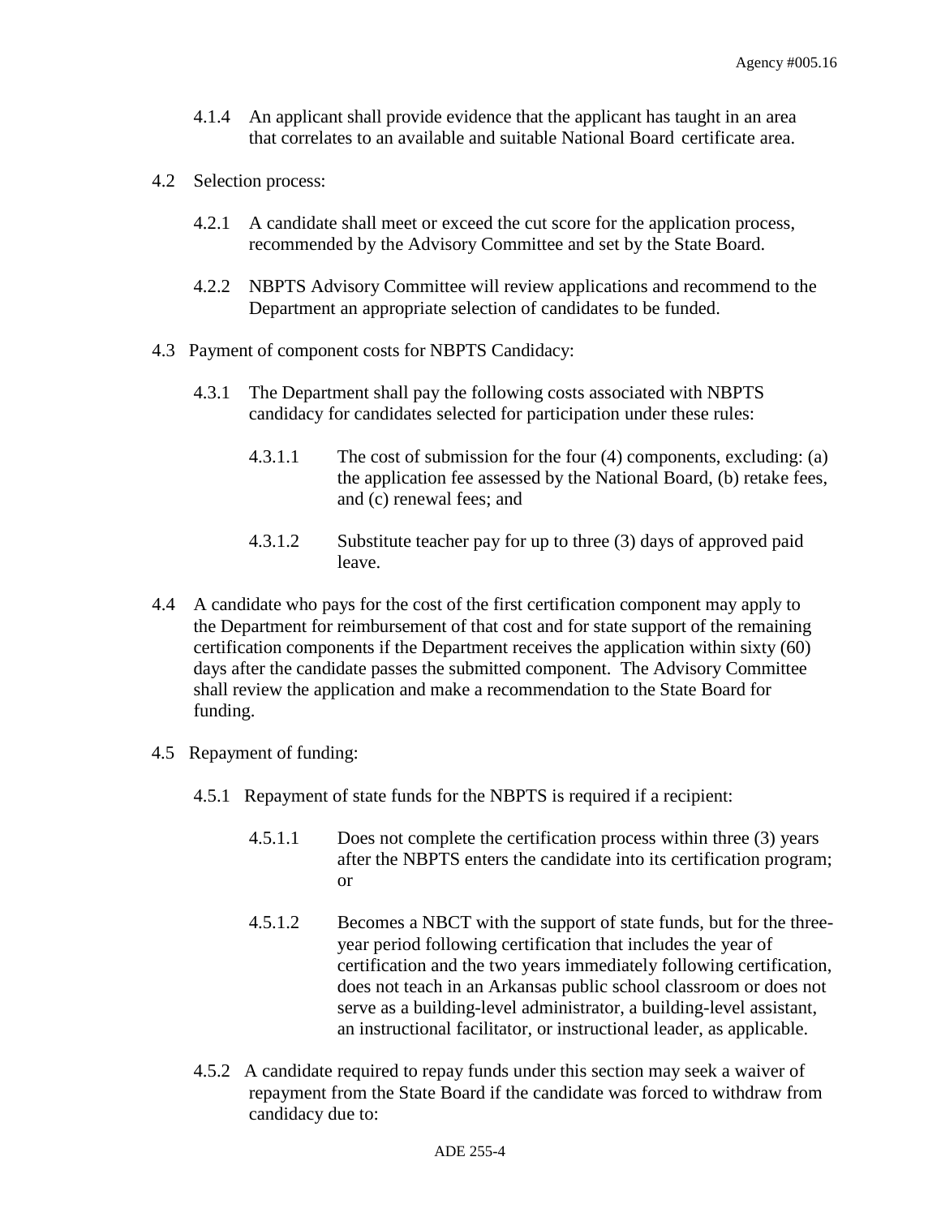4.1.4 An applicant shall provide evidence that the applicant has taught in an area that correlates to an available and suitable National Board certificate area.

4.2 Selection process:

4.2.1 A candidate shall meet or exceed the cut score for the application process, recommended by the Advisory Committee and set by the State Board.

4.2.2 NBPTS Advisory Committee will review applications and recommend to the Department an appropriate selection of candidates to be funded.

4.3 Payment of component costs for NBPTS Candidacy:

4.3.1 The Department shall pay the following costs associated with NBPTS candidacy for candidates selected for participation under these rules:

4.3.1.1 The cost of submission for the four (4) components, excluding: (a) the application fee assessed by the National Board, (b) retake fees, and (c) renewal fees; and

4.3.1.2 Substitute teacher pay for up to three (3) days of approved paid leave.

4.4 A candidate who pays for the cost of the first certification component may apply to the Department for reimbursement of that cost and for state support of the remaining certification components if the Department receives the application within sixty (60) days after the candidate passes the submitted component. The Advisory Committee shall review the application and make a recommendation to the State Board for funding.

4.5 Repayment of funding:

4.5.1 Repayment of state funds for the NBPTS is required if a recipient:

4.5.1.1 Does not complete the certification process within three (3) years after the NBPTS enters the candidate into its certification program; or

4.5.1.2 Becomes a NBCT with the support of state funds, but for the three-year period following certification that includes the year of certification and the two years immediately following certification, does not teach in an Arkansas public school classroom or does not serve as a building-level administrator, a building-level assistant, an instructional facilitator, or instructional leader, as applicable.

4.5.2 A candidate required to repay funds under this section may seek a waiver of repayment from the State Board if the candidate was forced to withdraw from candidacy due to: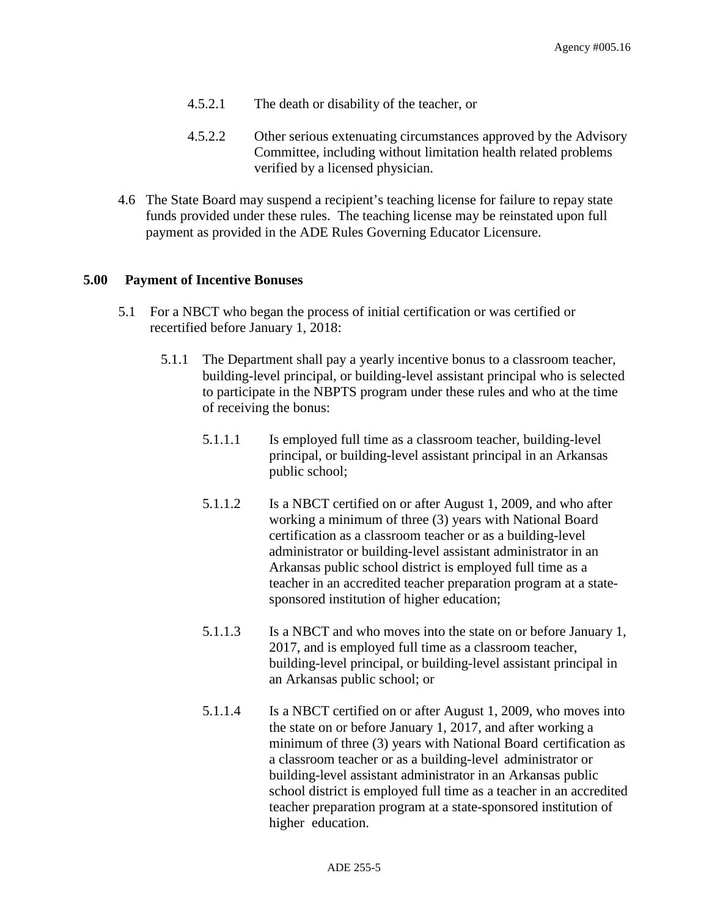4.5.2.1 The death or disability of the teacher, or

4.5.2.2 Other serious extenuating circumstances approved by the Advisory Committee, including without limitation health related problems verified by a licensed physician.

4.6 The State Board may suspend a recipient's teaching license for failure to repay state funds provided under these rules. The teaching license may be reinstated upon full payment as provided in the ADE Rules Governing Educator Licensure.

## 5.00 Payment of Incentive Bonuses

5.1 For a NBCT who began the process of initial certification or was certified or recertified before January 1, 2018:

5.1.1 The Department shall pay a yearly incentive bonus to a classroom teacher, building-level principal, or building-level assistant principal who is selected to participate in the NBPTS program under these rules and who at the time of receiving the bonus:

5.1.1.1 Is employed full time as a classroom teacher, building-level principal, or building-level assistant principal in an Arkansas public school;

5.1.1.2 Is a NBCT certified on or after August 1, 2009, and who after working a minimum of three (3) years with National Board certification as a classroom teacher or as a building-level administrator or building-level assistant administrator in an Arkansas public school district is employed full time as a teacher in an accredited teacher preparation program at a state-sponsored institution of higher education;

5.1.1.3 Is a NBCT and who moves into the state on or before January 1, 2017, and is employed full time as a classroom teacher, building-level principal, or building-level assistant principal in an Arkansas public school; or

5.1.1.4 Is a NBCT certified on or after August 1, 2009, who moves into the state on or before January 1, 2017, and after working a minimum of three (3) years with National Board certification as a classroom teacher or as a building-level administrator or building-level assistant administrator in an Arkansas public school district is employed full time as a teacher in an accredited teacher preparation program at a state-sponsored institution of higher education.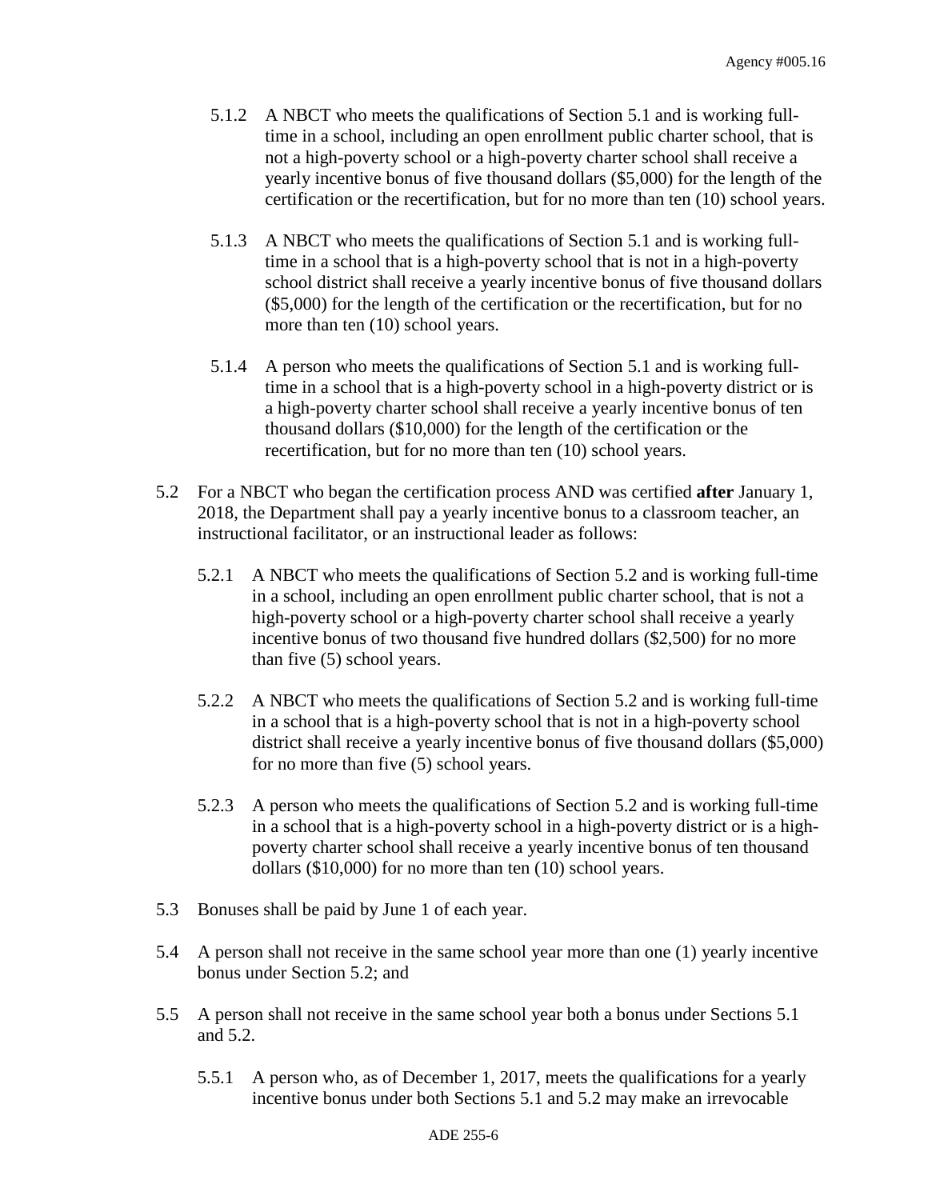5.1.2 A NBCT who meets the qualifications of Section 5.1 and is working full-time in a school, including an open enrollment public charter school, that is not a high-poverty school or a high-poverty charter school shall receive a yearly incentive bonus of five thousand dollars ($5,000) for the length of the certification or the recertification, but for no more than ten (10) school years.

5.1.3 A NBCT who meets the qualifications of Section 5.1 and is working full-time in a school that is a high-poverty school that is not in a high-poverty school district shall receive a yearly incentive bonus of five thousand dollars ($5,000) for the length of the certification or the recertification, but for no more than ten (10) school years.

5.1.4 A person who meets the qualifications of Section 5.1 and is working full-time in a school that is a high-poverty school in a high-poverty district or is a high-poverty charter school shall receive a yearly incentive bonus of ten thousand dollars ($10,000) for the length of the certification or the recertification, but for no more than ten (10) school years.

5.2 For a NBCT who began the certification process AND was certified **after** January 1, 2018, the Department shall pay a yearly incentive bonus to a classroom teacher, an instructional facilitator, or an instructional leader as follows:

5.2.1 A NBCT who meets the qualifications of Section 5.2 and is working full-time in a school, including an open enrollment public charter school, that is not a high-poverty school or a high-poverty charter school shall receive a yearly incentive bonus of two thousand five hundred dollars ($2,500) for no more than five (5) school years.

5.2.2 A NBCT who meets the qualifications of Section 5.2 and is working full-time in a school that is a high-poverty school that is not in a high-poverty school district shall receive a yearly incentive bonus of five thousand dollars ($5,000) for no more than five (5) school years.

5.2.3 A person who meets the qualifications of Section 5.2 and is working full-time in a school that is a high-poverty school in a high-poverty district or is a high-poverty charter school shall receive a yearly incentive bonus of ten thousand dollars ($10,000) for no more than ten (10) school years.

5.3 Bonuses shall be paid by June 1 of each year.

5.4 A person shall not receive in the same school year more than one (1) yearly incentive bonus under Section 5.2; and

5.5 A person shall not receive in the same school year both a bonus under Sections 5.1 and 5.2.

5.5.1 A person who, as of December 1, 2017, meets the qualifications for a yearly incentive bonus under both Sections 5.1 and 5.2 may make an irrevocable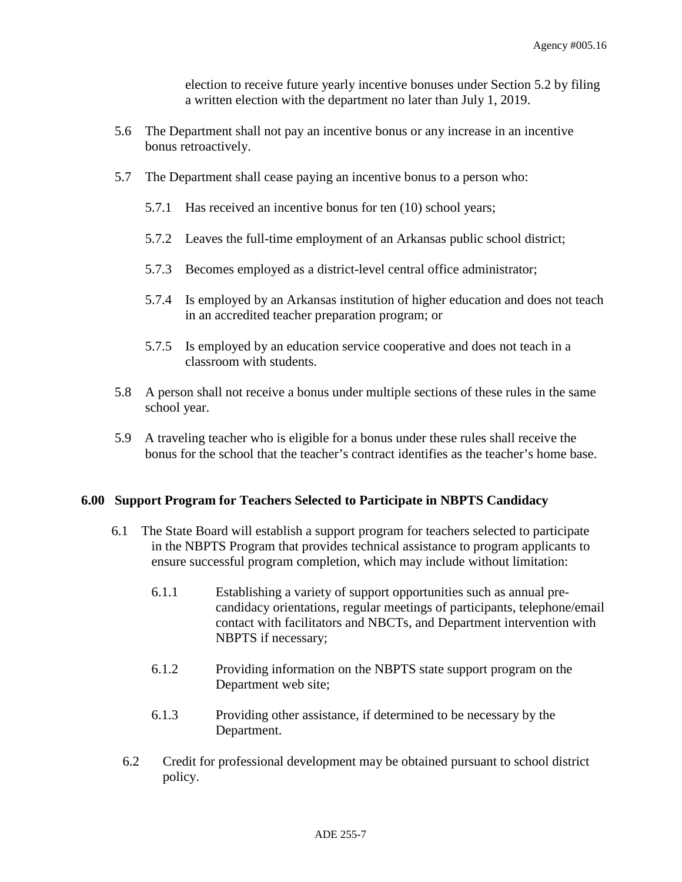election to receive future yearly incentive bonuses under Section 5.2 by filing a written election with the department no later than July 1, 2019.

5.6 The Department shall not pay an incentive bonus or any increase in an incentive bonus retroactively.

5.7 The Department shall cease paying an incentive bonus to a person who:

5.7.1 Has received an incentive bonus for ten (10) school years;

5.7.2 Leaves the full-time employment of an Arkansas public school district;

5.7.3 Becomes employed as a district-level central office administrator;

5.7.4 Is employed by an Arkansas institution of higher education and does not teach in an accredited teacher preparation program; or

5.7.5 Is employed by an education service cooperative and does not teach in a classroom with students.

5.8 A person shall not receive a bonus under multiple sections of these rules in the same school year.

5.9 A traveling teacher who is eligible for a bonus under these rules shall receive the bonus for the school that the teacher's contract identifies as the teacher's home base.

## 6.00 Support Program for Teachers Selected to Participate in NBPTS Candidacy

6.1 The State Board will establish a support program for teachers selected to participate in the NBPTS Program that provides technical assistance to program applicants to ensure successful program completion, which may include without limitation:

6.1.1 Establishing a variety of support opportunities such as annual pre-candidacy orientations, regular meetings of participants, telephone/email contact with facilitators and NBCTs, and Department intervention with NBPTS if necessary;

6.1.2 Providing information on the NBPTS state support program on the Department web site;

6.1.3 Providing other assistance, if determined to be necessary by the Department.

6.2 Credit for professional development may be obtained pursuant to school district policy.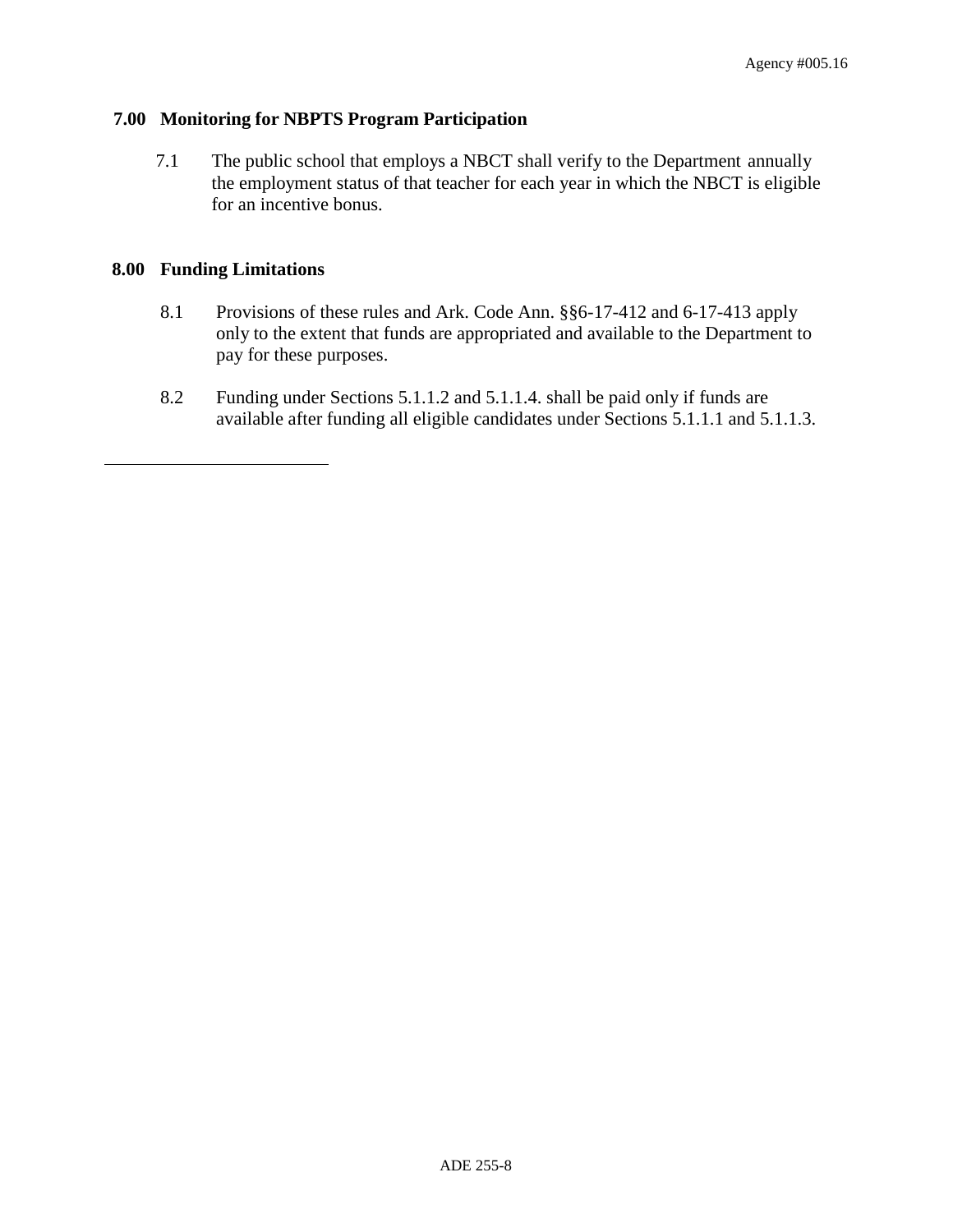## 7.00 Monitoring for NBPTS Program Participation

7.1 The public school that employs a NBCT shall verify to the Department annually the employment status of that teacher for each year in which the NBCT is eligible for an incentive bonus.

## 8.00 Funding Limitations

8.1 Provisions of these rules and Ark. Code Ann. §§6-17-412 and 6-17-413 apply only to the extent that funds are appropriated and available to the Department to pay for these purposes.

8.2 Funding under Sections 5.1.1.2 and 5.1.1.4. shall be paid only if funds are available after funding all eligible candidates under Sections 5.1.1.1 and 5.1.1.3.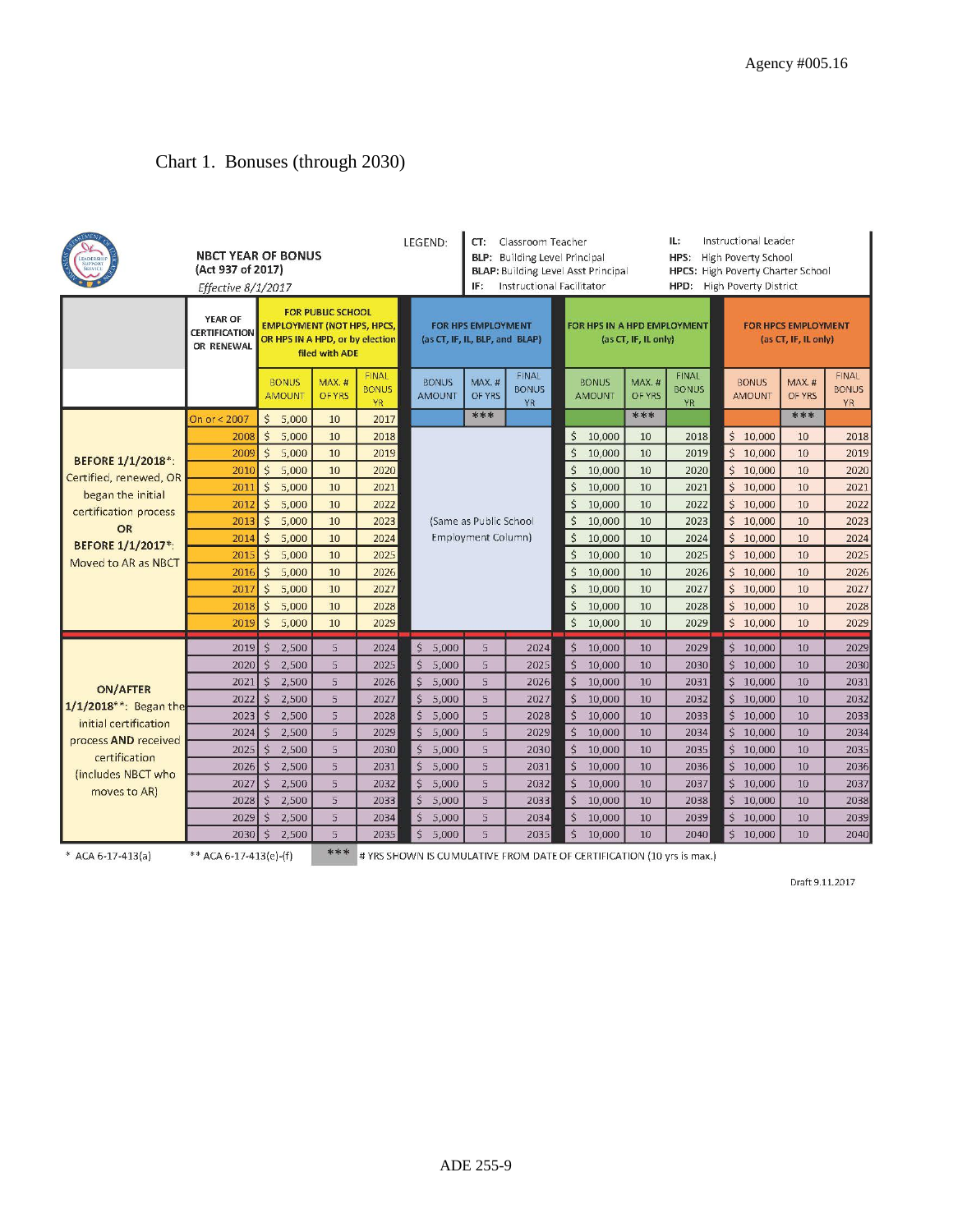Agency #005.16

Chart 1. Bonuses (through 2030)

**NBCT YEAR OF BONUS**
(Act 937 of 2017)
*Effective 8/1/2017*

LEGEND:
- CT: Classroom Teacher
- BLP: Building Level Principal
- BLAP: Building Level Asst Principal
- IF: Instructional Facilitator
- IL: Instructional Leader
- HPS: High Poverty School
- HPCS: High Poverty Charter School
- HPD: High Poverty District

| | YEAR OF CERTIFICATION OR RENEWAL | FOR PUBLIC SCHOOL EMPLOYMENT (NOT HPS, HPCS, OR HPS IN A HPD, or by election filed with ADE | | | FOR HPS EMPLOYMENT (as CT, IF, IL, BLP, and BLAP) | | | FOR HPS IN A HPD EMPLOYMENT (as CT, IF, IL only) | | | FOR HPCS EMPLOYMENT (as CT, IF, IL only) | | |
|---|---|---|---|---|---|---|---|---|---|---|---|---|---|
| | | BONUS AMOUNT | MAX. # OF YRS | FINAL BONUS YR | BONUS AMOUNT | MAX. # OF YRS | FINAL BONUS YR | BONUS AMOUNT | MAX. # OF YRS | FINAL BONUS YR | BONUS AMOUNT | MAX. # OF YRS | FINAL BONUS YR |
| BEFORE 1/1/2018*: Certified, renewed, OR began the initial certification process OR BEFORE 1/1/2017*: Moved to AR as NBCT | On or < 2007 | $ 5,000 | 10 | 2017 | | *** | | | *** | | | *** | |
| | 2008 | $ 5,000 | 10 | 2018 | (Same as Public School Employment Column) | | | $ 10,000 | 10 | 2018 | $ 10,000 | 10 | 2018 |
| | 2009 | $ 5,000 | 10 | 2019 | | | | $ 10,000 | 10 | 2019 | $ 10,000 | 10 | 2019 |
| | 2010 | $ 5,000 | 10 | 2020 | | | | $ 10,000 | 10 | 2020 | $ 10,000 | 10 | 2020 |
| | 2011 | $ 5,000 | 10 | 2021 | | | | $ 10,000 | 10 | 2021 | $ 10,000 | 10 | 2021 |
| | 2012 | $ 5,000 | 10 | 2022 | | | | $ 10,000 | 10 | 2022 | $ 10,000 | 10 | 2022 |
| | 2013 | $ 5,000 | 10 | 2023 | | | | $ 10,000 | 10 | 2023 | $ 10,000 | 10 | 2023 |
| | 2014 | $ 5,000 | 10 | 2024 | | | | $ 10,000 | 10 | 2024 | $ 10,000 | 10 | 2024 |
| | 2015 | $ 5,000 | 10 | 2025 | | | | $ 10,000 | 10 | 2025 | $ 10,000 | 10 | 2025 |
| | 2016 | $ 5,000 | 10 | 2026 | | | | $ 10,000 | 10 | 2026 | $ 10,000 | 10 | 2026 |
| | 2017 | $ 5,000 | 10 | 2027 | | | | $ 10,000 | 10 | 2027 | $ 10,000 | 10 | 2027 |
| | 2018 | $ 5,000 | 10 | 2028 | | | | $ 10,000 | 10 | 2028 | $ 10,000 | 10 | 2028 |
| | 2019 | $ 5,000 | 10 | 2029 | | | | $ 10,000 | 10 | 2029 | $ 10,000 | 10 | 2029 |
| ON/AFTER 1/1/2018**: Began the initial certification process AND received certification (includes NBCT who moves to AR) | 2019 | $ 2,500 | 5 | 2024 | $ 5,000 | 5 | 2024 | $ 10,000 | 10 | 2029 | $ 10,000 | 10 | 2029 |
| | 2020 | $ 2,500 | 5 | 2025 | $ 5,000 | 5 | 2025 | $ 10,000 | 10 | 2030 | $ 10,000 | 10 | 2030 |
| | 2021 | $ 2,500 | 5 | 2026 | $ 5,000 | 5 | 2026 | $ 10,000 | 10 | 2031 | $ 10,000 | 10 | 2031 |
| | 2022 | $ 2,500 | 5 | 2027 | $ 5,000 | 5 | 2027 | $ 10,000 | 10 | 2032 | $ 10,000 | 10 | 2032 |
| | 2023 | $ 2,500 | 5 | 2028 | $ 5,000 | 5 | 2028 | $ 10,000 | 10 | 2033 | $ 10,000 | 10 | 2033 |
| | 2024 | $ 2,500 | 5 | 2029 | $ 5,000 | 5 | 2029 | $ 10,000 | 10 | 2034 | $ 10,000 | 10 | 2034 |
| | 2025 | $ 2,500 | 5 | 2030 | $ 5,000 | 5 | 2030 | $ 10,000 | 10 | 2035 | $ 10,000 | 10 | 2035 |
| | 2026 | $ 2,500 | 5 | 2031 | $ 5,000 | 5 | 2031 | $ 10,000 | 10 | 2036 | $ 10,000 | 10 | 2036 |
| | 2027 | $ 2,500 | 5 | 2032 | $ 5,000 | 5 | 2032 | $ 10,000 | 10 | 2037 | $ 10,000 | 10 | 2037 |
| | 2028 | $ 2,500 | 5 | 2033 | $ 5,000 | 5 | 2033 | $ 10,000 | 10 | 2038 | $ 10,000 | 10 | 2038 |
| | 2029 | $ 2,500 | 5 | 2034 | $ 5,000 | 5 | 2034 | $ 10,000 | 10 | 2039 | $ 10,000 | 10 | 2039 |
| | 2030 | $ 2,500 | 5 | 2035 | $ 5,000 | 5 | 2035 | $ 10,000 | 10 | 2040 | $ 10,000 | 10 | 2040 |

\* ACA 6-17-413(a)  ** ACA 6-17-413(e)-(f)  *** # YRS SHOWN IS CUMULATIVE FROM DATE OF CERTIFICATION (10 yrs is max.)

Draft 9.11.2017

ADE 255-9